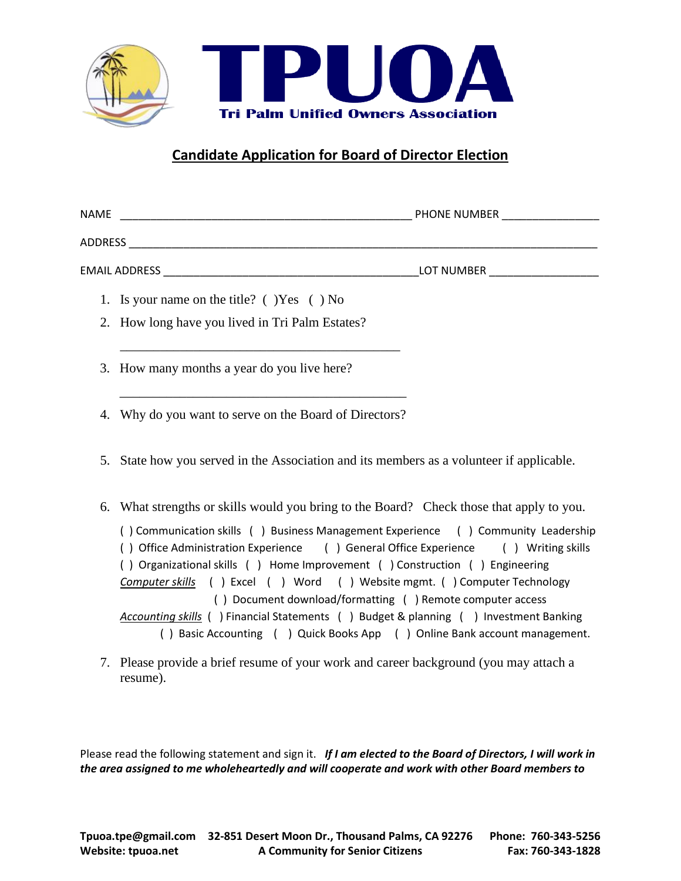# TPUOA

Tri Palm Unified Owners Association

## Candidate Application for Board of Director Election

NAME ______________________________________________ PHONE NUMBER _______________

ADDRESS ___________________________________________________________________________

EMAIL ADDRESS ______________________________________LOT NUMBER _________________

1. Is your name on the title? ( )Yes ( ) No
2. How long have you lived in Tri Palm Estates?

   ____________________________________________

3. How many months a year do you live here?

   _____________________________________________

4. Why do you want to serve on the Board of Directors?

5. State how you served in the Association and its members as a volunteer if applicable.

6. What strengths or skills would you bring to the Board? Check those that apply to you.

   ( ) Communication skills ( ) Business Management Experience ( ) Community Leadership
   ( ) Office Administration Experience ( ) General Office Experience ( ) Writing skills
   ( ) Organizational skills ( ) Home Improvement ( ) Construction ( ) Engineering
   *Computer skills* ( ) Excel ( ) Word ( ) Website mgmt. ( ) Computer Technology
   ( ) Document download/formatting ( ) Remote computer access
   *Accounting skills* ( ) Financial Statements ( ) Budget & planning ( ) Investment Banking
   ( ) Basic Accounting ( ) Quick Books App ( ) Online Bank account management.

7. Please provide a brief resume of your work and career background (you may attach a resume).

Please read the following statement and sign it. ***If I am elected to the Board of Directors, I will work in the area assigned to me wholeheartedly and will cooperate and work with other Board members to***

**Tpuoa.tpe@gmail.com 32-851 Desert Moon Dr., Thousand Palms, CA 92276 Phone: 760-343-5256**
**Website: tpuoa.net A Community for Senior Citizens Fax: 760-343-1828**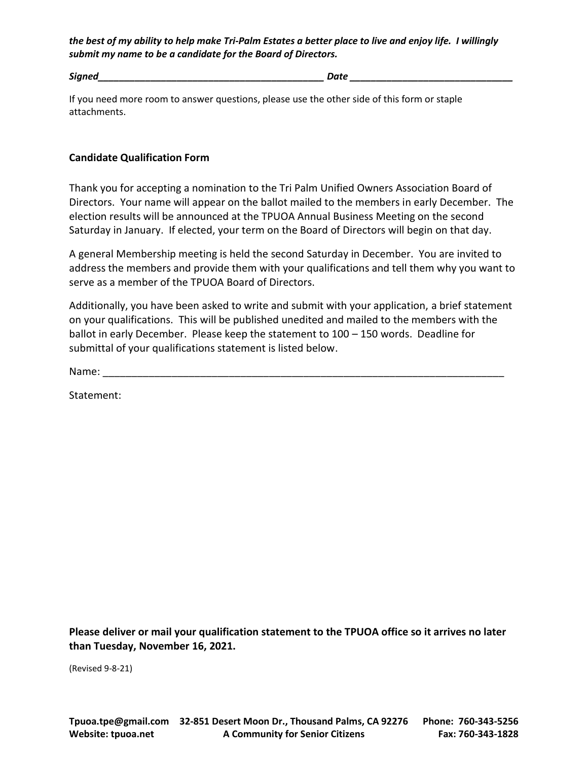***the best of my ability to help make Tri-Palm Estates a better place to live and enjoy life. I willingly submit my name to be a candidate for the Board of Directors.***

***Signed___________________________________________ Date ______________________________***

If you need more room to answer questions, please use the other side of this form or staple attachments.

**Candidate Qualification Form**

Thank you for accepting a nomination to the Tri Palm Unified Owners Association Board of Directors. Your name will appear on the ballot mailed to the members in early December. The election results will be announced at the TPUOA Annual Business Meeting on the second Saturday in January. If elected, your term on the Board of Directors will begin on that day.

A general Membership meeting is held the second Saturday in December. You are invited to address the members and provide them with your qualifications and tell them why you want to serve as a member of the TPUOA Board of Directors.

Additionally, you have been asked to write and submit with your application, a brief statement on your qualifications. This will be published unedited and mailed to the members with the ballot in early December. Please keep the statement to 100 – 150 words. Deadline for submittal of your qualifications statement is listed below.

Name: ___________________________________________________________________________

Statement:

**Please deliver or mail your qualification statement to the TPUOA office so it arrives no later than Tuesday, November 16, 2021.**

(Revised 9-8-21)

**Tpuoa.tpe@gmail.com 32-851 Desert Moon Dr., Thousand Palms, CA 92276 Phone: 760-343-5256**
**Website: tpuoa.net A Community for Senior Citizens Fax: 760-343-1828**